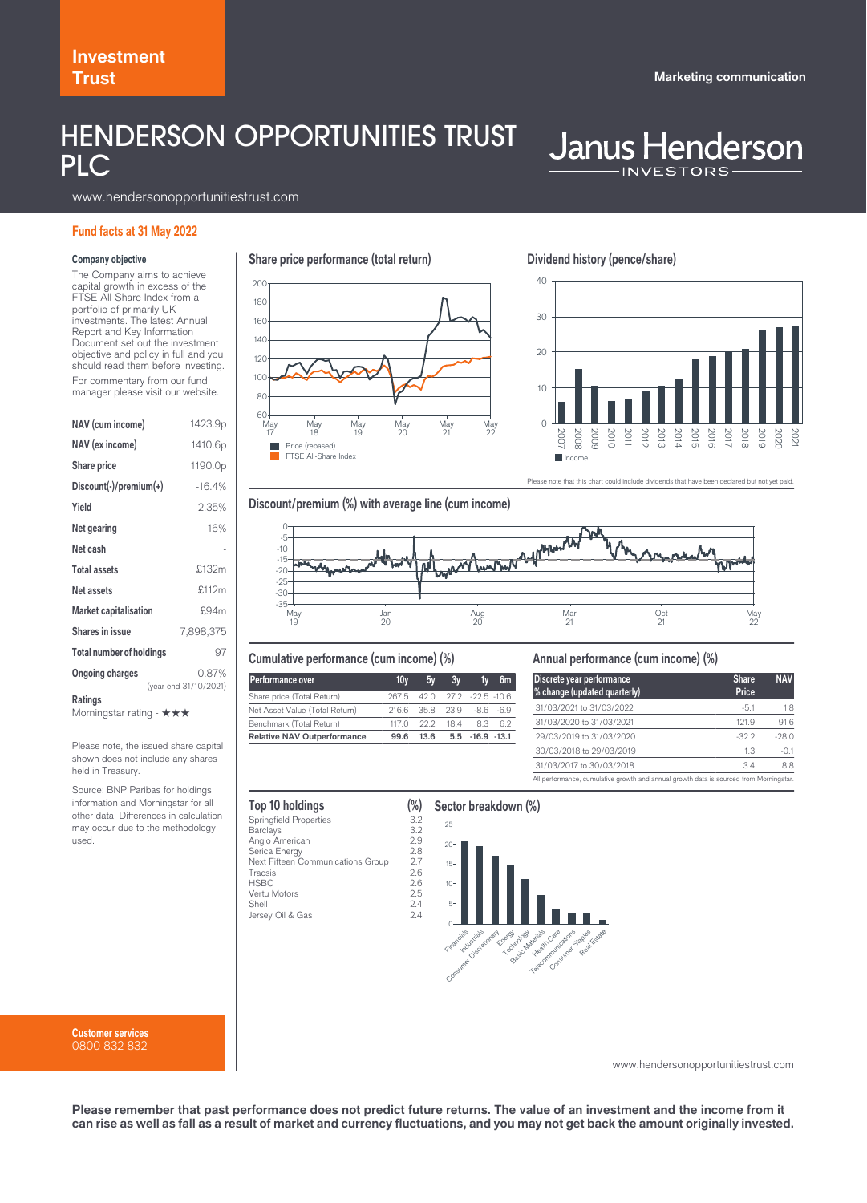Investment Trust

Marketing communication

# HENDERSON OPPORTUNITIES TRUST PLC

Janus Henderson INVESTORS

www.hendersonopportunitiestrust.com

## Fund facts at 31 May 2022

### Company objective

The Company aims to achieve capital growth in excess of the FTSE All-Share Index from a portfolio of primarily UK investments. The latest Annual Report and Key Information Document set out the investment objective and policy in full and you should read them before investing.

For commentary from our fund manager please visit our website.

| | |
|---|---|
| **NAV (cum income)** | 1423.9p |
| **NAV (ex income)** | 1410.6p |
| **Share price** | 1190.0p |
| **Discount(-)/premium(+)** | -16.4% |
| **Yield** | 2.35% |
| **Net gearing** | 16% |
| **Net cash** | - |
| **Total assets** | £132m |
| **Net assets** | £112m |
| **Market capitalisation** | £94m |
| **Shares in issue** | 7,898,375 |
| **Total number of holdings** | 97 |
| **Ongoing charges** | 0.87% (year end 31/10/2021) |

**Ratings**

Morningstar rating - ★★★

Please note, the issued share capital shown does not include any shares held in Treasury.

Source: BNP Paribas for holdings information and Morningstar for all other data. Differences in calculation may occur due to the methodology used.

### Share price performance (total return)

Price (rebased)
FTSE All-Share Index

### Dividend history (pence/share)

Income

Please note that this chart could include dividends that have been declared but not yet paid.

### Discount/premium (%) with average line (cum income)

### Cumulative performance (cum income) (%)

| Performance over | 10y | 5y | 3y | 1y | 6m |
|---|---|---|---|---|---|
| Share price (Total Return) | 267.5 | 42.0 | 27.2 | -22.5 | -10.6 |
| Net Asset Value (Total Return) | 216.6 | 35.8 | 23.9 | -8.6 | -6.9 |
| Benchmark (Total Return) | 117.0 | 22.2 | 18.4 | 8.3 | 6.2 |
| **Relative NAV Outperformance** | **99.6** | **13.6** | **5.5** | **-16.9** | **-13.1** |

### Annual performance (cum income) (%)

| Discrete year performance % change (updated quarterly) | Share Price | NAV |
|---|---|---|
| 31/03/2021 to 31/03/2022 | -5.1 | 1.8 |
| 31/03/2020 to 31/03/2021 | 121.9 | 91.6 |
| 29/03/2019 to 31/03/2020 | -32.2 | -28.0 |
| 30/03/2018 to 29/03/2019 | 1.3 | -0.1 |
| 31/03/2017 to 30/03/2018 | 3.4 | 8.8 |

All performance, cumulative growth and annual growth data is sourced from Morningstar.

### Top 10 holdings

| | (%) |
|---|---|
| Springfield Properties | 3.2 |
| Barclays | 3.2 |
| Anglo American | 2.9 |
| Serica Energy | 2.8 |
| Next Fifteen Communications Group | 2.7 |
| Tracsis | 2.6 |
| HSBC | 2.6 |
| Vertu Motors | 2.5 |
| Shell | 2.4 |
| Jersey Oil & Gas | 2.4 |

### Sector breakdown (%)

Financials, Industrials, Consumer Discretionary, Energy, Technology, Basic Materials, Health Care, Telecommunications, Consumer Staples, Real Estate

**Customer services**
0800 832 832

www.hendersonopportunitiestrust.com

**Please remember that past performance does not predict future returns. The value of an investment and the income from it can rise as well as fall as a result of market and currency fluctuations, and you may not get back the amount originally invested.**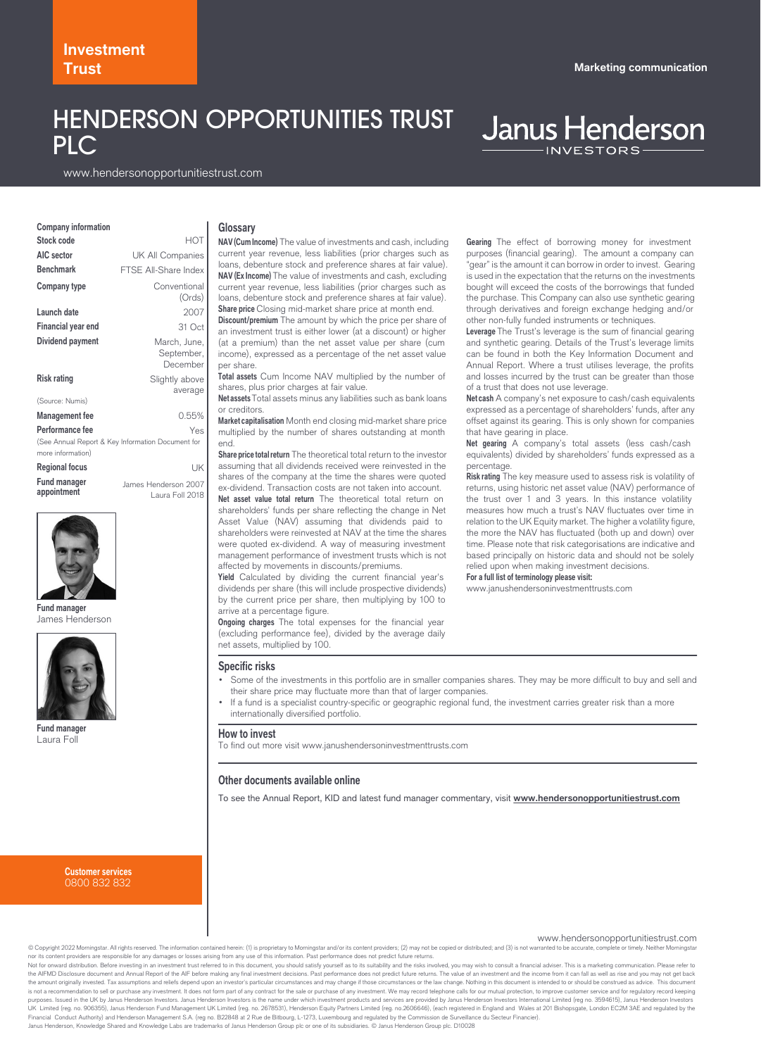Investment Trust

Marketing communication

# HENDERSON OPPORTUNITIES TRUST PLC

Janus Henderson INVESTORS

www.hendersonopportunitiestrust.com

## Company information

| | |
|---|---|
| **Stock code** | HOT |
| **AIC sector** | UK All Companies |
| **Benchmark** | FTSE All-Share Index |
| **Company type** | Conventional (Ords) |
| **Launch date** | 2007 |
| **Financial year end** | 31 Oct |
| **Dividend payment** | March, June, September, December |
| **Risk rating** | Slightly above average |

(Source: Numis)

| | |
|---|---|
| **Management fee** | 0.55% |
| **Performance fee** | Yes |

(See Annual Report & Key Information Document for more information)

| | |
|---|---|
| **Regional focus** | UK |
| **Fund manager appointment** | James Henderson 2007<br>Laura Foll 2018 |

**Fund manager**
James Henderson

**Fund manager**
Laura Foll

**Customer services**
0800 832 832

## Glossary

**NAV (Cum Income)** The value of investments and cash, including current year revenue, less liabilities (prior charges such as loans, debenture stock and preference shares at fair value).

**NAV (Ex Income)** The value of investments and cash, excluding current year revenue, less liabilities (prior charges such as loans, debenture stock and preference shares at fair value).

**Share price** Closing mid-market share price at month end.

**Discount/premium** The amount by which the price per share of an investment trust is either lower (at a discount) or higher (at a premium) than the net asset value per share (cum income), expressed as a percentage of the net asset value per share.

**Total assets** Cum Income NAV multiplied by the number of shares, plus prior charges at fair value.

**Net assets** Total assets minus any liabilities such as bank loans or creditors.

**Market capitalisation** Month end closing mid-market share price multiplied by the number of shares outstanding at month end.

**Share price total return** The theoretical total return to the investor assuming that all dividends received were reinvested in the shares of the company at the time the shares were quoted ex-dividend. Transaction costs are not taken into account.

**Net asset value total return** The theoretical total return on shareholders' funds per share reflecting the change in Net Asset Value (NAV) assuming that dividends paid to shareholders were reinvested at NAV at the time the shares were quoted ex-dividend. A way of measuring investment management performance of investment trusts which is not affected by movements in discounts/premiums.

**Yield** Calculated by dividing the current financial year's dividends per share (this will include prospective dividends) by the current price per share, then multiplying by 100 to arrive at a percentage figure.

**Ongoing charges** The total expenses for the financial year (excluding performance fee), divided by the average daily net assets, multiplied by 100.

**Gearing** The effect of borrowing money for investment purposes (financial gearing). The amount a company can "gear" is the amount it can borrow in order to invest. Gearing is used in the expectation that the returns on the investments bought will exceed the costs of the borrowings that funded the purchase. This Company can also use synthetic gearing through derivatives and foreign exchange hedging and/or other non-fully funded instruments or techniques.

**Leverage** The Trust's leverage is the sum of financial gearing and synthetic gearing. Details of the Trust's leverage limits can be found in both the Key Information Document and Annual Report. Where a trust utilises leverage, the profits and losses incurred by the trust can be greater than those of a trust that does not use leverage.

**Net cash** A company's net exposure to cash/cash equivalents expressed as a percentage of shareholders' funds, after any offset against its gearing. This is only shown for companies that have gearing in place.

**Net gearing** A company's total assets (less cash/cash equivalents) divided by shareholders' funds expressed as a percentage.

**Risk rating** The key measure used to assess risk is volatility of returns, using historic net asset value (NAV) performance of the trust over 1 and 3 years. In this instance volatility measures how much a trust's NAV fluctuates over time in relation to the UK Equity market. The higher a volatility figure, the more the NAV has fluctuated (both up and down) over time. Please note that risk categorisations are indicative and based principally on historic data and should not be solely relied upon when making investment decisions.

**For a full list of terminology please visit:**
www.janushendersoninvestmenttrusts.com

## Specific risks

- Some of the investments in this portfolio are in smaller companies shares. They may be more difficult to buy and sell and their share price may fluctuate more than that of larger companies.
- If a fund is a specialist country-specific or geographic regional fund, the investment carries greater risk than a more internationally diversified portfolio.

## How to invest

To find out more visit www.janushendersoninvestmenttrusts.com

## Other documents available online

To see the Annual Report, KID and latest fund manager commentary, visit **www.hendersonopportunitiestrust.com**

www.hendersonopportunitiestrust.com

© Copyright 2022 Morningstar. All rights reserved. The information contained herein: (1) is proprietary to Morningstar and/or its content providers; (2) may not be copied or distributed; and (3) is not warranted to be accurate, complete or timely. Neither Morningstar nor its content providers are responsible for any damages or losses arising from any use of this information. Past performance does not predict future returns.
Not for onward distribution. Before investing in an investment trust referred to in this document, you should satisfy yourself as to its suitability and the risks involved, you may wish to consult a financial adviser. This is a marketing communication. Please refer to the AIFMD Disclosure document and Annual Report of the AIF before making any final investment decisions. Past performance does not predict future returns. The value of an investment and the income from it can fall as well as rise and you may not get back the amount originally invested. Tax assumptions and reliefs depend upon an investor's particular circumstances and may change if those circumstances or the law change. Nothing in this document is intended to or should be construed as advice. This document is not a recommendation to sell or purchase any investment. It does not form part of any contract for the sale or purchase of any investment. We may record telephone calls for our mutual protection, to improve customer service and for regulatory record keeping purposes. Issued in the UK by Janus Henderson Investors. Janus Henderson Investors is the name under which investment products and services are provided by Janus Henderson Investors International Limited (reg no. 3594615), Janus Henderson Investors UK Limited (reg. no. 906355), Janus Henderson Fund Management UK Limited (reg. no. 2678531), Henderson Equity Partners Limited (reg. no.2606646), (each registered in England and Wales at 201 Bishopsgate, London EC2M 3AE and regulated by the Financial Conduct Authority) and Henderson Management S.A. (reg no. B22848 at 2 Rue de Bitbourg, L-1273, Luxembourg and regulated by the Commission de Surveillance du Secteur Financier).
Janus Henderson, Knowledge Shared and Knowledge Labs are trademarks of Janus Henderson Group plc or one of its subsidiaries. © Janus Henderson Group plc. D10028